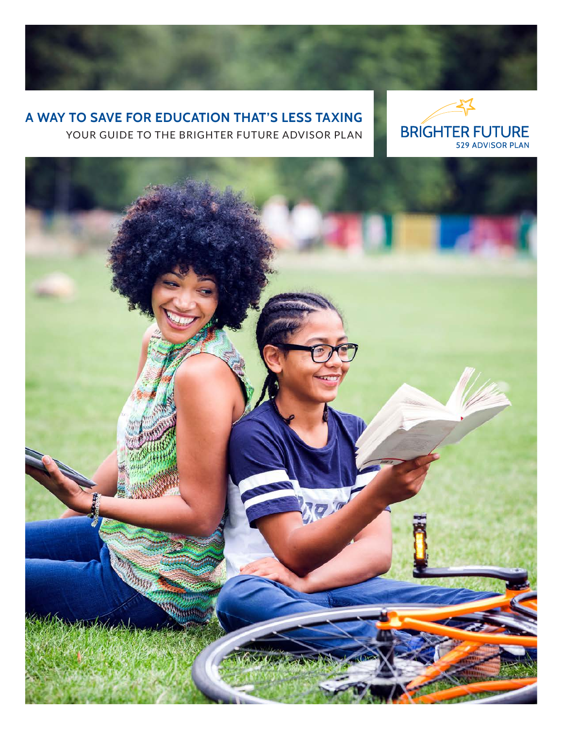# A WAY TO SAVE FOR EDUCATION THAT'S LESS TAXING

## YOUR GUIDE TO THE BRIGHTER FUTURE ADVISOR PLAN

BRIGHTER FUTURE
529 ADVISOR PLAN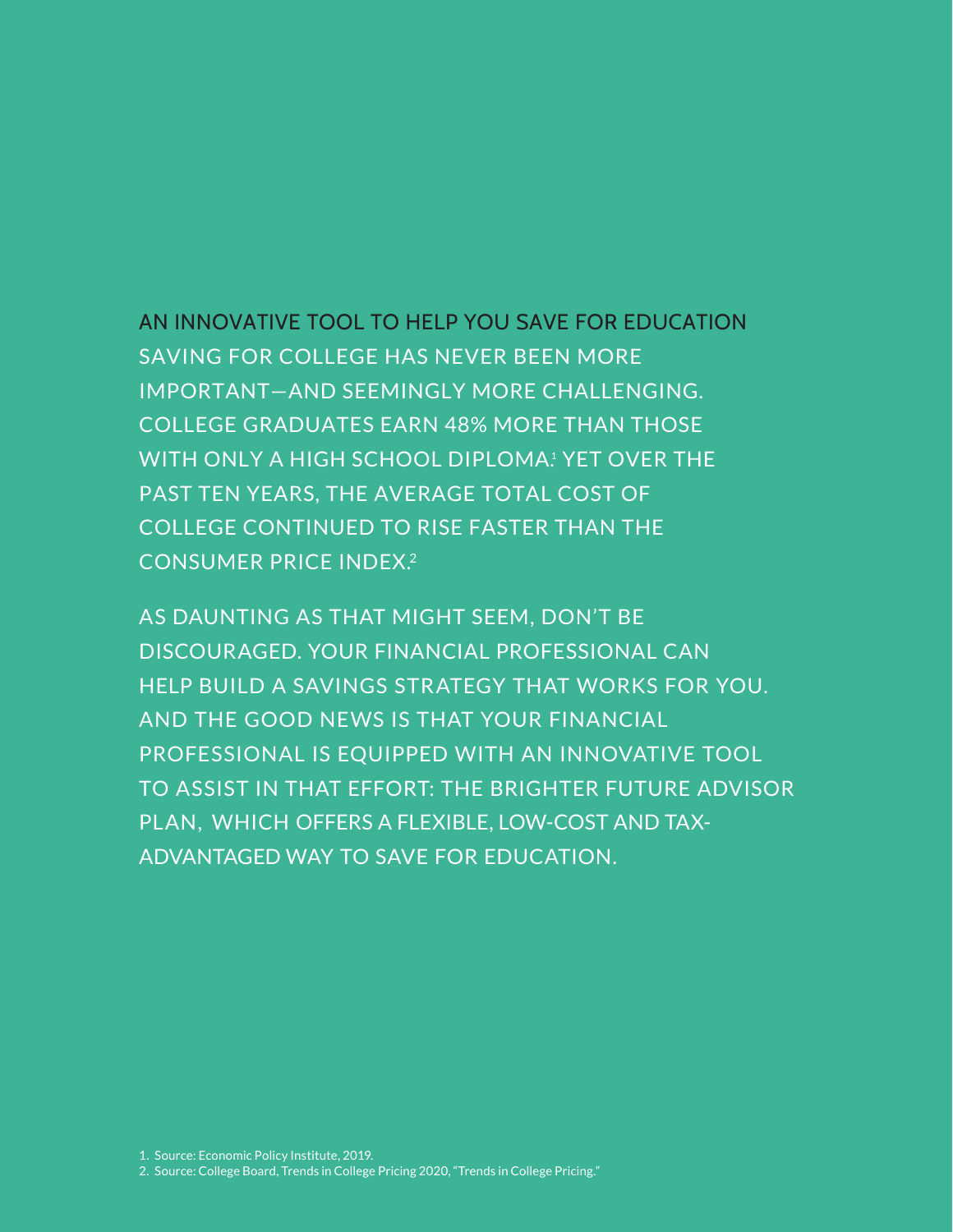## AN INNOVATIVE TOOL TO HELP YOU SAVE FOR EDUCATION

SAVING FOR COLLEGE HAS NEVER BEEN MORE IMPORTANT—AND SEEMINGLY MORE CHALLENGING. COLLEGE GRADUATES EARN 48% MORE THAN THOSE WITH ONLY A HIGH SCHOOL DIPLOMA.[1] YET OVER THE PAST TEN YEARS, THE AVERAGE TOTAL COST OF COLLEGE CONTINUED TO RISE FASTER THAN THE CONSUMER PRICE INDEX.[2]

AS DAUNTING AS THAT MIGHT SEEM, DON'T BE DISCOURAGED. YOUR FINANCIAL PROFESSIONAL CAN HELP BUILD A SAVINGS STRATEGY THAT WORKS FOR YOU. AND THE GOOD NEWS IS THAT YOUR FINANCIAL PROFESSIONAL IS EQUIPPED WITH AN INNOVATIVE TOOL TO ASSIST IN THAT EFFORT: THE BRIGHTER FUTURE ADVISOR PLAN, WHICH OFFERS A FLEXIBLE, LOW-COST AND TAX-ADVANTAGED WAY TO SAVE FOR EDUCATION.

1. Source: Economic Policy Institute, 2019.
2. Source: College Board, Trends in College Pricing 2020, "Trends in College Pricing."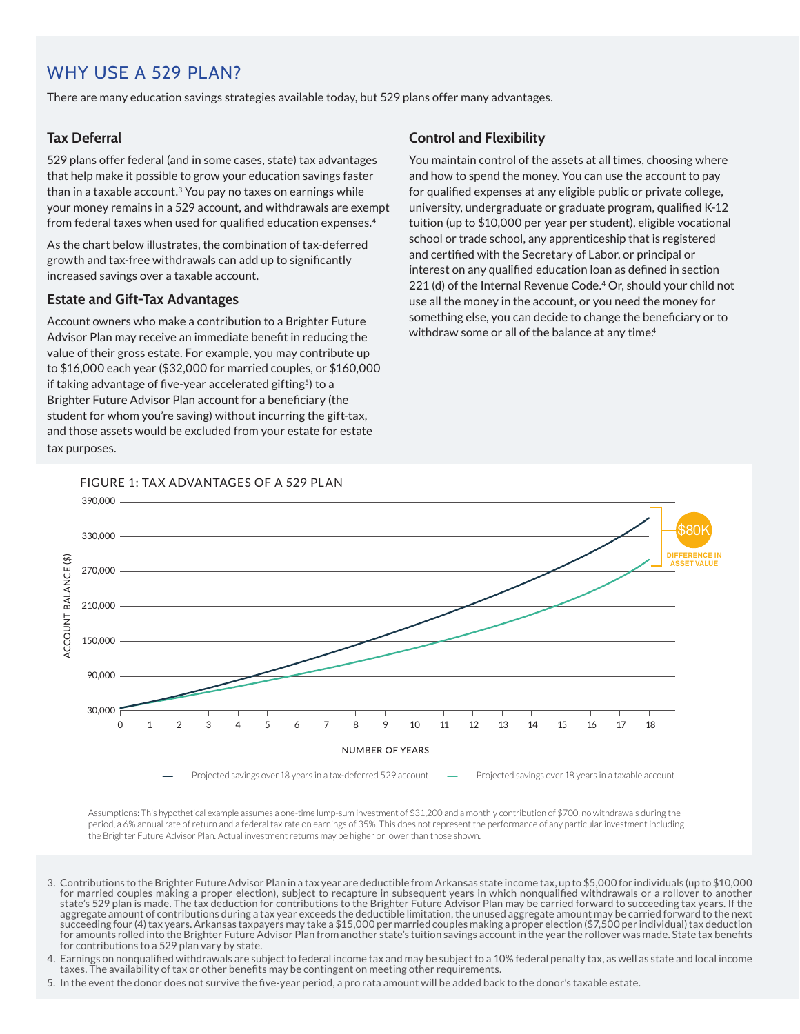## WHY USE A 529 PLAN?

There are many education savings strategies available today, but 529 plans offer many advantages.

### Tax Deferral

529 plans offer federal (and in some cases, state) tax advantages that help make it possible to grow your education savings faster than in a taxable account.[3] You pay no taxes on earnings while your money remains in a 529 account, and withdrawals are exempt from federal taxes when used for qualified education expenses.[4]

As the chart below illustrates, the combination of tax-deferred growth and tax-free withdrawals can add up to significantly increased savings over a taxable account.

### Estate and Gift-Tax Advantages

Account owners who make a contribution to a Brighter Future Advisor Plan may receive an immediate benefit in reducing the value of their gross estate. For example, you may contribute up to $16,000 each year ($32,000 for married couples, or $160,000 if taking advantage of five-year accelerated gifting[5]) to a Brighter Future Advisor Plan account for a beneficiary (the student for whom you're saving) without incurring the gift-tax, and those assets would be excluded from your estate for estate tax purposes.

### Control and Flexibility

You maintain control of the assets at all times, choosing where and how to spend the money. You can use the account to pay for qualified expenses at any eligible public or private college, university, undergraduate or graduate program, qualified K-12 tuition (up to $10,000 per year per student), eligible vocational school or trade school, any apprenticeship that is registered and certified with the Secretary of Labor, or principal or interest on any qualified education loan as defined in section 221 (d) of the Internal Revenue Code.[4] Or, should your child not use all the money in the account, or you need the money for something else, you can decide to change the beneficiary or to withdraw some or all of the balance at any time.[4]

FIGURE 1: TAX ADVANTAGES OF A 529 PLAN

Assumptions: This hypothetical example assumes a one-time lump-sum investment of $31,200 and a monthly contribution of $700, no withdrawals during the period, a 6% annual rate of return and a federal tax rate on earnings of 35%. This does not represent the performance of any particular investment including the Brighter Future Advisor Plan. Actual investment returns may be higher or lower than those shown.

3. Contributions to the Brighter Future Advisor Plan in a tax year are deductible from Arkansas state income tax, up to $5,000 for individuals (up to $10,000 for married couples making a proper election), subject to recapture in subsequent years in which nonqualified withdrawals or a rollover to another state's 529 plan is made. The tax deduction for contributions to the Brighter Future Advisor Plan may be carried forward to succeeding tax years. If the aggregate amount of contributions during a tax year exceeds the deductible limitation, the unused aggregate amount may be carried forward to the next succeeding four (4) tax years. Arkansas taxpayers may take a $15,000 per married couples making a proper election ($7,500 per individual) tax deduction for amounts rolled into the Brighter Future Advisor Plan from another state's tuition savings account in the year the rollover was made. State tax benefits for contributions to a 529 plan vary by state.
4. Earnings on nonqualified withdrawals are subject to federal income tax and may be subject to a 10% federal penalty tax, as well as state and local income taxes. The availability of tax or other benefits may be contingent on meeting other requirements.
5. In the event the donor does not survive the five-year period, a pro rata amount will be added back to the donor's taxable estate.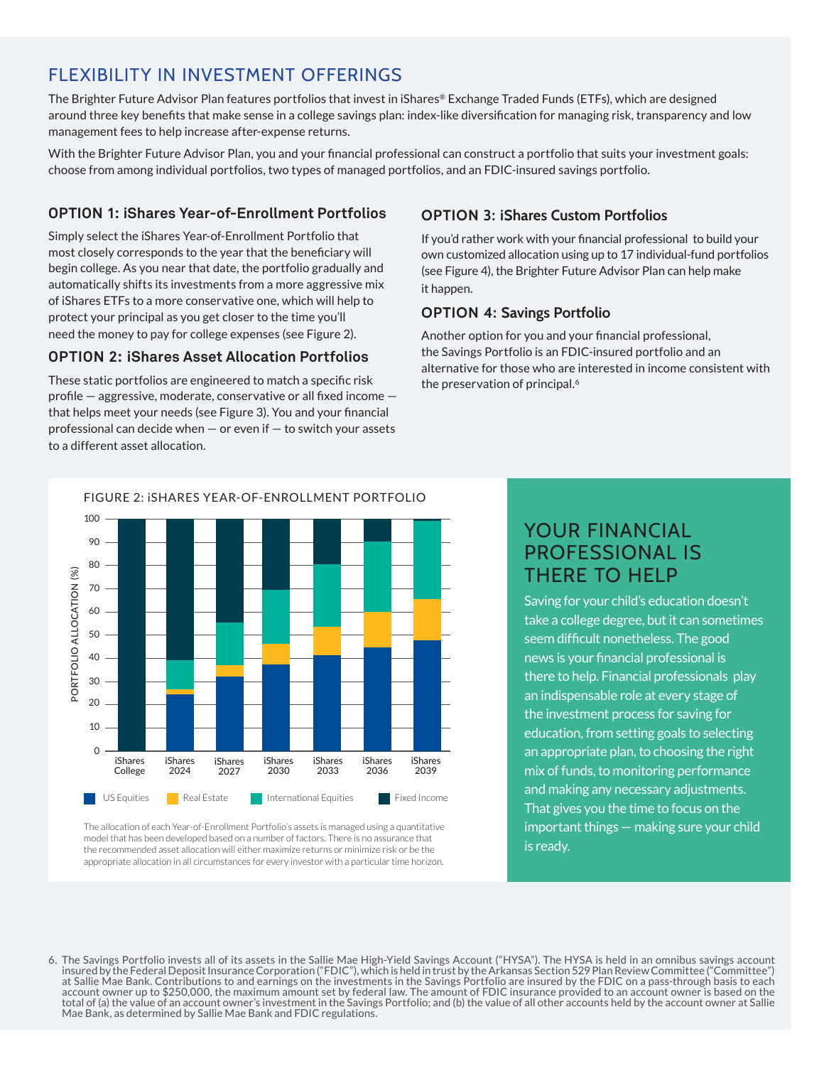## FLEXIBILITY IN INVESTMENT OFFERINGS

The Brighter Future Advisor Plan features portfolios that invest in iShares® Exchange Traded Funds (ETFs), which are designed around three key benefits that make sense in a college savings plan: index-like diversification for managing risk, transparency and low management fees to help increase after-expense returns.

With the Brighter Future Advisor Plan, you and your financial professional can construct a portfolio that suits your investment goals: choose from among individual portfolios, two types of managed portfolios, and an FDIC-insured savings portfolio.

### OPTION 1: iShares Year-of-Enrollment Portfolios

Simply select the iShares Year-of-Enrollment Portfolio that most closely corresponds to the year that the beneficiary will begin college. As you near that date, the portfolio gradually and automatically shifts its investments from a more aggressive mix of iShares ETFs to a more conservative one, which will help to protect your principal as you get closer to the time you'll need the money to pay for college expenses (see Figure 2).

### OPTION 2: iShares Asset Allocation Portfolios

These static portfolios are engineered to match a specific risk profile — aggressive, moderate, conservative or all fixed income — that helps meet your needs (see Figure 3). You and your financial professional can decide when — or even if — to switch your assets to a different asset allocation.

### OPTION 3: iShares Custom Portfolios

If you'd rather work with your financial professional to build your own customized allocation using up to 17 individual-fund portfolios (see Figure 4), the Brighter Future Advisor Plan can help make it happen.

### OPTION 4: Savings Portfolio

Another option for you and your financial professional, the Savings Portfolio is an FDIC-insured portfolio and an alternative for those who are interested in income consistent with the preservation of principal.[6]

FIGURE 2: iSHARES YEAR-OF-ENROLLMENT PORTFOLIO

The allocation of each Year-of-Enrollment Portfolio's assets is managed using a quantitative model that has been developed based on a number of factors. There is no assurance that the recommended asset allocation will either maximize returns or minimize risk or be the appropriate allocation in all circumstances for every investor with a particular time horizon.

## YOUR FINANCIAL PROFESSIONAL IS THERE TO HELP

Saving for your child's education doesn't take a college degree, but it can sometimes seem difficult nonetheless. The good news is your financial professional is there to help. Financial professionals play an indispensable role at every stage of the investment process for saving for education, from setting goals to selecting an appropriate plan, to choosing the right mix of funds, to monitoring performance and making any necessary adjustments. That gives you the time to focus on the important things — making sure your child is ready.

6. The Savings Portfolio invests all of its assets in the Sallie Mae High-Yield Savings Account ("HYSA"). The HYSA is held in an omnibus savings account insured by the Federal Deposit Insurance Corporation ("FDIC"), which is held in trust by the Arkansas Section 529 Plan Review Committee ("Committee") at Sallie Mae Bank. Contributions to and earnings on the investments in the Savings Portfolio are insured by the FDIC on a pass-through basis to each account owner up to $250,000, the maximum amount set by federal law. The amount of FDIC insurance provided to an account owner is based on the total of (a) the value of an account owner's investment in the Savings Portfolio; and (b) the value of all other accounts held by the account owner at Sallie Mae Bank, as determined by Sallie Mae Bank and FDIC regulations.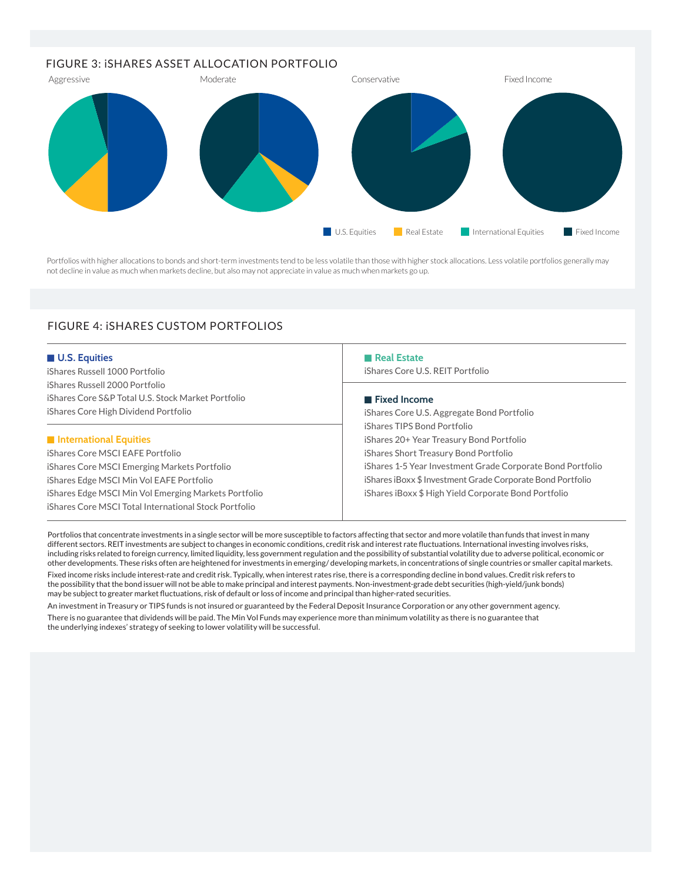## FIGURE 3: iSHARES ASSET ALLOCATION PORTFOLIO

Aggressive

Moderate

Conservative

Fixed Income

U.S. Equities | Real Estate | International Equities | Fixed Income

Portfolios with higher allocations to bonds and short-term investments tend to be less volatile than those with higher stock allocations. Less volatile portfolios generally may not decline in value as much when markets decline, but also may not appreciate in value as much when markets go up.

## FIGURE 4: iSHARES CUSTOM PORTFOLIOS

**U.S. Equities**

- iShares Russell 1000 Portfolio
- iShares Russell 2000 Portfolio
- iShares Core S&P Total U.S. Stock Market Portfolio
- iShares Core High Dividend Portfolio

**International Equities**

- iShares Core MSCI EAFE Portfolio
- iShares Core MSCI Emerging Markets Portfolio
- iShares Edge MSCI Min Vol EAFE Portfolio
- iShares Edge MSCI Min Vol Emerging Markets Portfolio
- iShares Core MSCI Total International Stock Portfolio

**Real Estate**

- iShares Core U.S. REIT Portfolio

**Fixed Income**

- iShares Core U.S. Aggregate Bond Portfolio
- iShares TIPS Bond Portfolio
- iShares 20+ Year Treasury Bond Portfolio
- iShares Short Treasury Bond Portfolio
- iShares 1-5 Year Investment Grade Corporate Bond Portfolio
- iShares iBoxx $ Investment Grade Corporate Bond Portfolio
- iShares iBoxx $ High Yield Corporate Bond Portfolio

Portfolios that concentrate investments in a single sector will be more susceptible to factors affecting that sector and more volatile than funds that invest in many different sectors. REIT investments are subject to changes in economic conditions, credit risk and interest rate fluctuations. International investing involves risks, including risks related to foreign currency, limited liquidity, less government regulation and the possibility of substantial volatility due to adverse political, economic or other developments. These risks often are heightened for investments in emerging/ developing markets, in concentrations of single countries or smaller capital markets.

Fixed income risks include interest-rate and credit risk. Typically, when interest rates rise, there is a corresponding decline in bond values. Credit risk refers to the possibility that the bond issuer will not be able to make principal and interest payments. Non-investment-grade debt securities (high-yield/junk bonds) may be subject to greater market fluctuations, risk of default or loss of income and principal than higher-rated securities.

An investment in Treasury or TIPS funds is not insured or guaranteed by the Federal Deposit Insurance Corporation or any other government agency.

There is no guarantee that dividends will be paid. The Min Vol Funds may experience more than minimum volatility as there is no guarantee that the underlying indexes' strategy of seeking to lower volatility will be successful.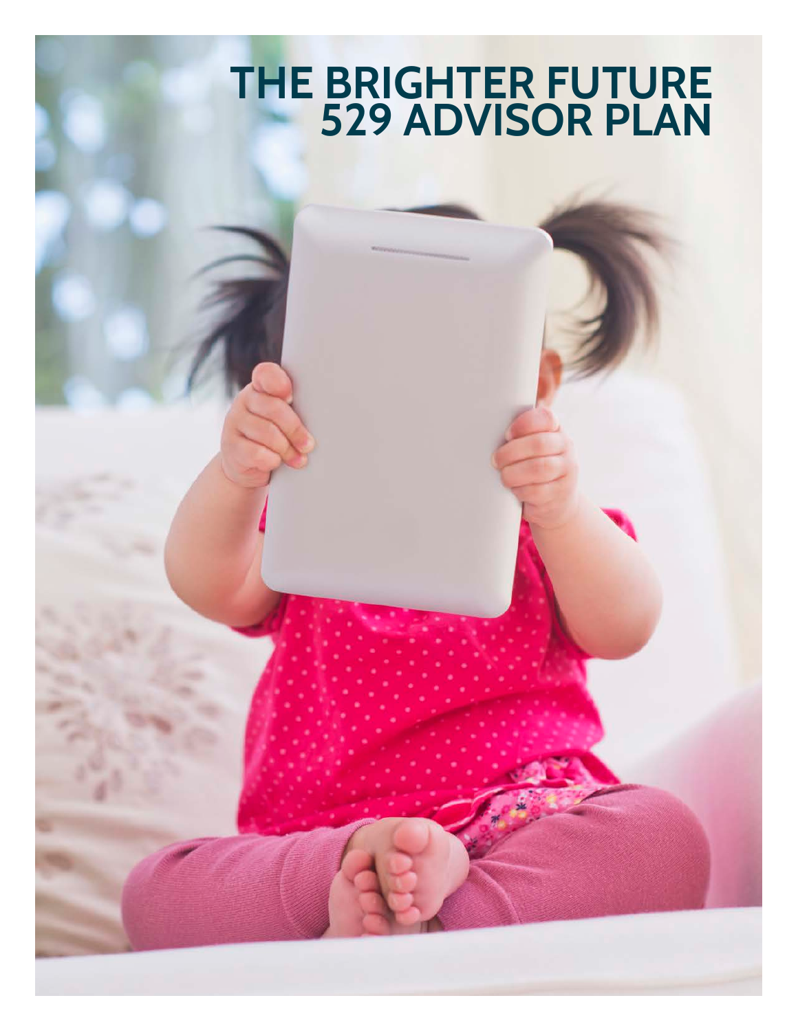# THE BRIGHTER FUTURE 529 ADVISOR PLAN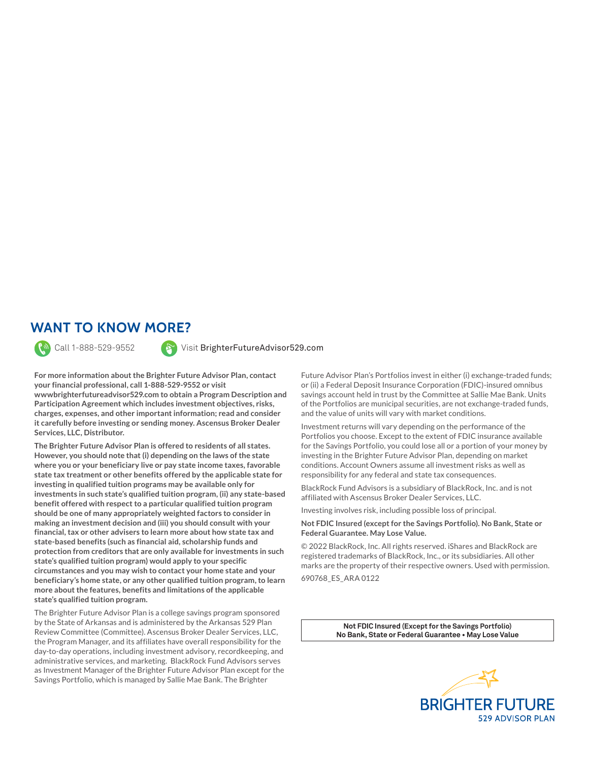## WANT TO KNOW MORE?

Call 1-888-529-9552

Visit BrighterFutureAdvisor529.com

**For more information about the Brighter Future Advisor Plan, contact your financial professional, call 1-888-529-9552 or visit wwwbrighterfutureadvisor529.com to obtain a Program Description and Participation Agreement which includes investment objectives, risks, charges, expenses, and other important information; read and consider it carefully before investing or sending money. Ascensus Broker Dealer Services, LLC, Distributor.**

**The Brighter Future Advisor Plan is offered to residents of all states. However, you should note that (i) depending on the laws of the state where you or your beneficiary live or pay state income taxes, favorable state tax treatment or other benefits offered by the applicable state for investing in qualified tuition programs may be available only for investments in such state's qualified tuition program, (ii) any state-based benefit offered with respect to a particular qualified tuition program should be one of many appropriately weighted factors to consider in making an investment decision and (iii) you should consult with your financial, tax or other advisers to learn more about how state tax and state-based benefits (such as financial aid, scholarship funds and protection from creditors that are only available for investments in such state's qualified tuition program) would apply to your specific circumstances and you may wish to contact your home state and your beneficiary's home state, or any other qualified tuition program, to learn more about the features, benefits and limitations of the applicable state's qualified tuition program.**

The Brighter Future Advisor Plan is a college savings program sponsored by the State of Arkansas and is administered by the Arkansas 529 Plan Review Committee (Committee). Ascensus Broker Dealer Services, LLC, the Program Manager, and its affiliates have overall responsibility for the day-to-day operations, including investment advisory, recordkeeping, and administrative services, and marketing. BlackRock Fund Advisors serves as Investment Manager of the Brighter Future Advisor Plan except for the Savings Portfolio, which is managed by Sallie Mae Bank. The Brighter Future Advisor Plan's Portfolios invest in either (i) exchange-traded funds; or (ii) a Federal Deposit Insurance Corporation (FDIC)-insured omnibus savings account held in trust by the Committee at Sallie Mae Bank. Units of the Portfolios are municipal securities, are not exchange-traded funds, and the value of units will vary with market conditions.

Investment returns will vary depending on the performance of the Portfolios you choose. Except to the extent of FDIC insurance available for the Savings Portfolio, you could lose all or a portion of your money by investing in the Brighter Future Advisor Plan, depending on market conditions. Account Owners assume all investment risks as well as responsibility for any federal and state tax consequences.

BlackRock Fund Advisors is a subsidiary of BlackRock, Inc. and is not affiliated with Ascensus Broker Dealer Services, LLC.

Investing involves risk, including possible loss of principal.

**Not FDIC Insured (except for the Savings Portfolio). No Bank, State or Federal Guarantee. May Lose Value.**

© 2022 BlackRock, Inc. All rights reserved. iShares and BlackRock are registered trademarks of BlackRock, Inc., or its subsidiaries. All other marks are the property of their respective owners. Used with permission.

690768_ES_ARA 0122

**Not FDIC Insured (Except for the Savings Portfolio)**
**No Bank, State or Federal Guarantee • May Lose Value**

BRIGHTER FUTURE
529 ADVISOR PLAN